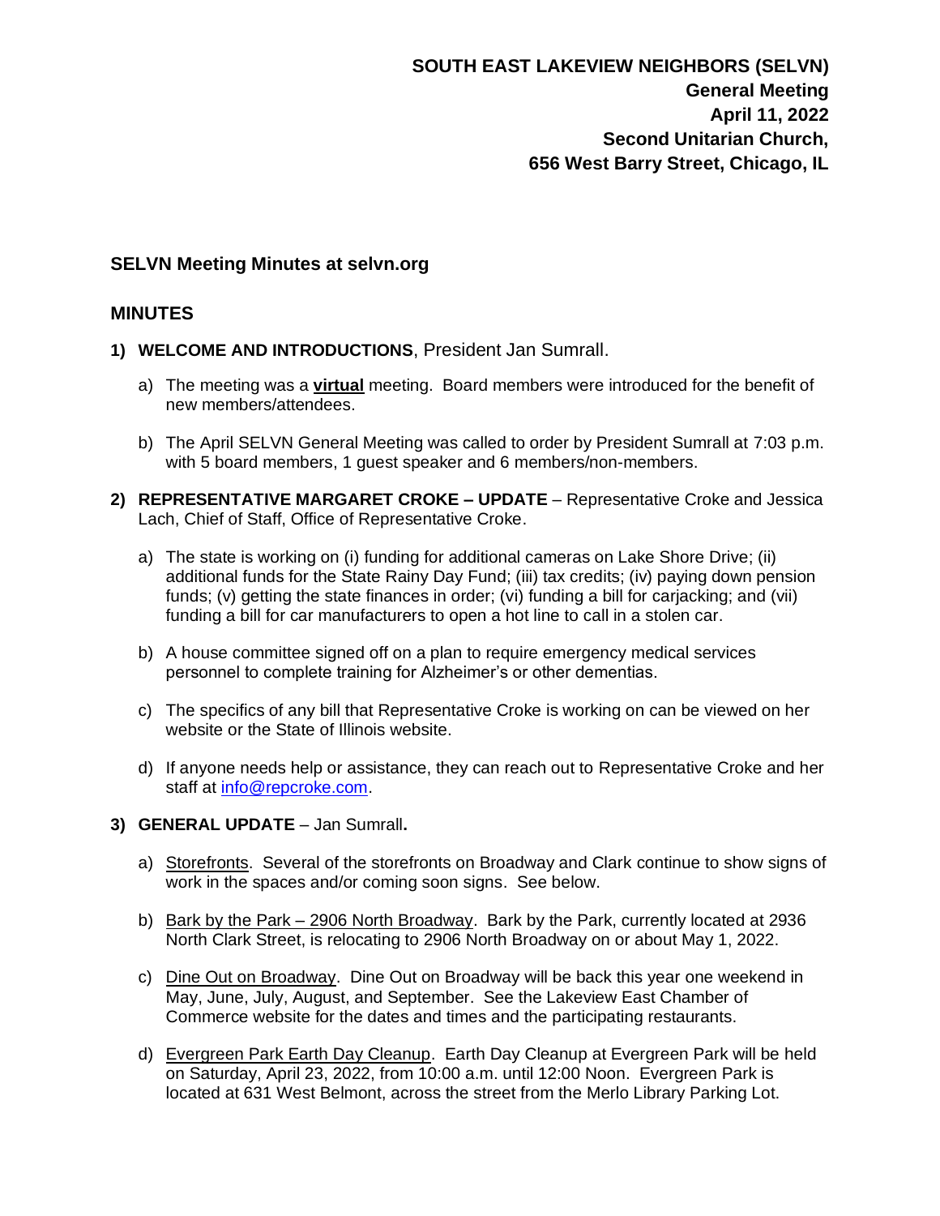**SOUTH EAST LAKEVIEW NEIGHBORS (SELVN)**
**General Meeting**
**April 11, 2022**
**Second Unitarian Church,**
**656 West Barry Street, Chicago, IL**

## SELVN Meeting Minutes at selvn.org

## MINUTES

1) **WELCOME AND INTRODUCTIONS**, President Jan Sumrall.

   a) The meeting was a **virtual** meeting. Board members were introduced for the benefit of new members/attendees.

   b) The April SELVN General Meeting was called to order by President Sumrall at 7:03 p.m. with 5 board members, 1 guest speaker and 6 members/non-members.

2) **REPRESENTATIVE MARGARET CROKE – UPDATE** – Representative Croke and Jessica Lach, Chief of Staff, Office of Representative Croke.

   a) The state is working on (i) funding for additional cameras on Lake Shore Drive; (ii) additional funds for the State Rainy Day Fund; (iii) tax credits; (iv) paying down pension funds; (v) getting the state finances in order; (vi) funding a bill for carjacking; and (vii) funding a bill for car manufacturers to open a hot line to call in a stolen car.

   b) A house committee signed off on a plan to require emergency medical services personnel to complete training for Alzheimer's or other dementias.

   c) The specifics of any bill that Representative Croke is working on can be viewed on her website or the State of Illinois website.

   d) If anyone needs help or assistance, they can reach out to Representative Croke and her staff at info@repcroke.com.

3) **GENERAL UPDATE** – Jan Sumrall**.**

   a) Storefronts. Several of the storefronts on Broadway and Clark continue to show signs of work in the spaces and/or coming soon signs. See below.

   b) Bark by the Park – 2906 North Broadway. Bark by the Park, currently located at 2936 North Clark Street, is relocating to 2906 North Broadway on or about May 1, 2022.

   c) Dine Out on Broadway. Dine Out on Broadway will be back this year one weekend in May, June, July, August, and September. See the Lakeview East Chamber of Commerce website for the dates and times and the participating restaurants.

   d) Evergreen Park Earth Day Cleanup. Earth Day Cleanup at Evergreen Park will be held on Saturday, April 23, 2022, from 10:00 a.m. until 12:00 Noon. Evergreen Park is located at 631 West Belmont, across the street from the Merlo Library Parking Lot.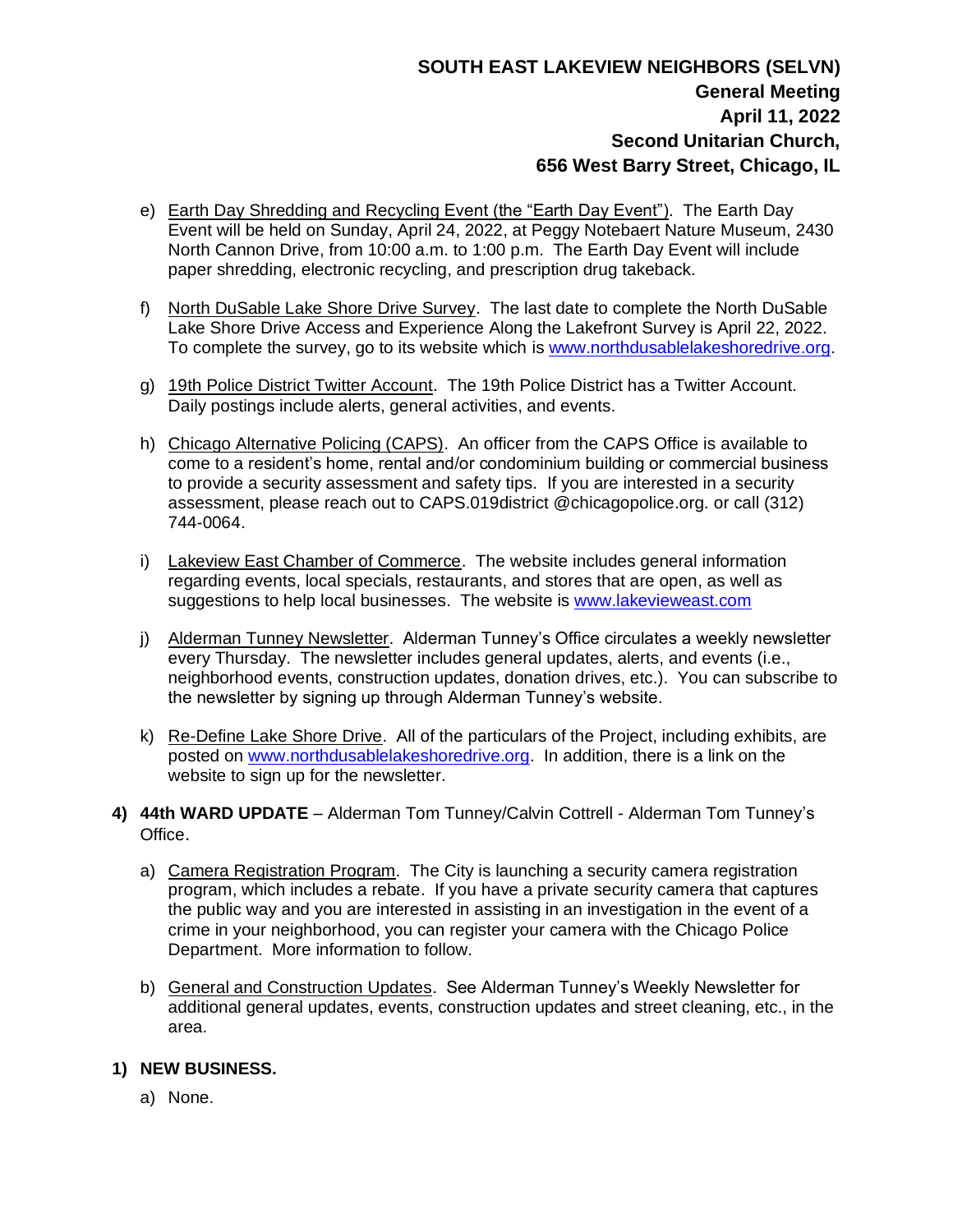# SOUTH EAST LAKEVIEW NEIGHBORS (SELVN)
## General Meeting
## April 11, 2022
## Second Unitarian Church,
## 656 West Barry Street, Chicago, IL

e) Earth Day Shredding and Recycling Event (the "Earth Day Event"). The Earth Day Event will be held on Sunday, April 24, 2022, at Peggy Notebaert Nature Museum, 2430 North Cannon Drive, from 10:00 a.m. to 1:00 p.m. The Earth Day Event will include paper shredding, electronic recycling, and prescription drug takeback.

f) North DuSable Lake Shore Drive Survey. The last date to complete the North DuSable Lake Shore Drive Access and Experience Along the Lakefront Survey is April 22, 2022. To complete the survey, go to its website which is www.northdusablelakeshoredrive.org.

g) 19th Police District Twitter Account. The 19th Police District has a Twitter Account. Daily postings include alerts, general activities, and events.

h) Chicago Alternative Policing (CAPS). An officer from the CAPS Office is available to come to a resident's home, rental and/or condominium building or commercial business to provide a security assessment and safety tips. If you are interested in a security assessment, please reach out to CAPS.019district @chicagopolice.org. or call (312) 744-0064.

i) Lakeview East Chamber of Commerce. The website includes general information regarding events, local specials, restaurants, and stores that are open, as well as suggestions to help local businesses. The website is www.lakevieweast.com

j) Alderman Tunney Newsletter. Alderman Tunney's Office circulates a weekly newsletter every Thursday. The newsletter includes general updates, alerts, and events (i.e., neighborhood events, construction updates, donation drives, etc.). You can subscribe to the newsletter by signing up through Alderman Tunney's website.

k) Re-Define Lake Shore Drive. All of the particulars of the Project, including exhibits, are posted on www.northdusablelakeshoredrive.org. In addition, there is a link on the website to sign up for the newsletter.

**4) 44th WARD UPDATE** – Alderman Tom Tunney/Calvin Cottrell - Alderman Tom Tunney's Office.

a) Camera Registration Program. The City is launching a security camera registration program, which includes a rebate. If you have a private security camera that captures the public way and you are interested in assisting in an investigation in the event of a crime in your neighborhood, you can register your camera with the Chicago Police Department. More information to follow.

b) General and Construction Updates. See Alderman Tunney's Weekly Newsletter for additional general updates, events, construction updates and street cleaning, etc., in the area.

**1) NEW BUSINESS.**

a) None.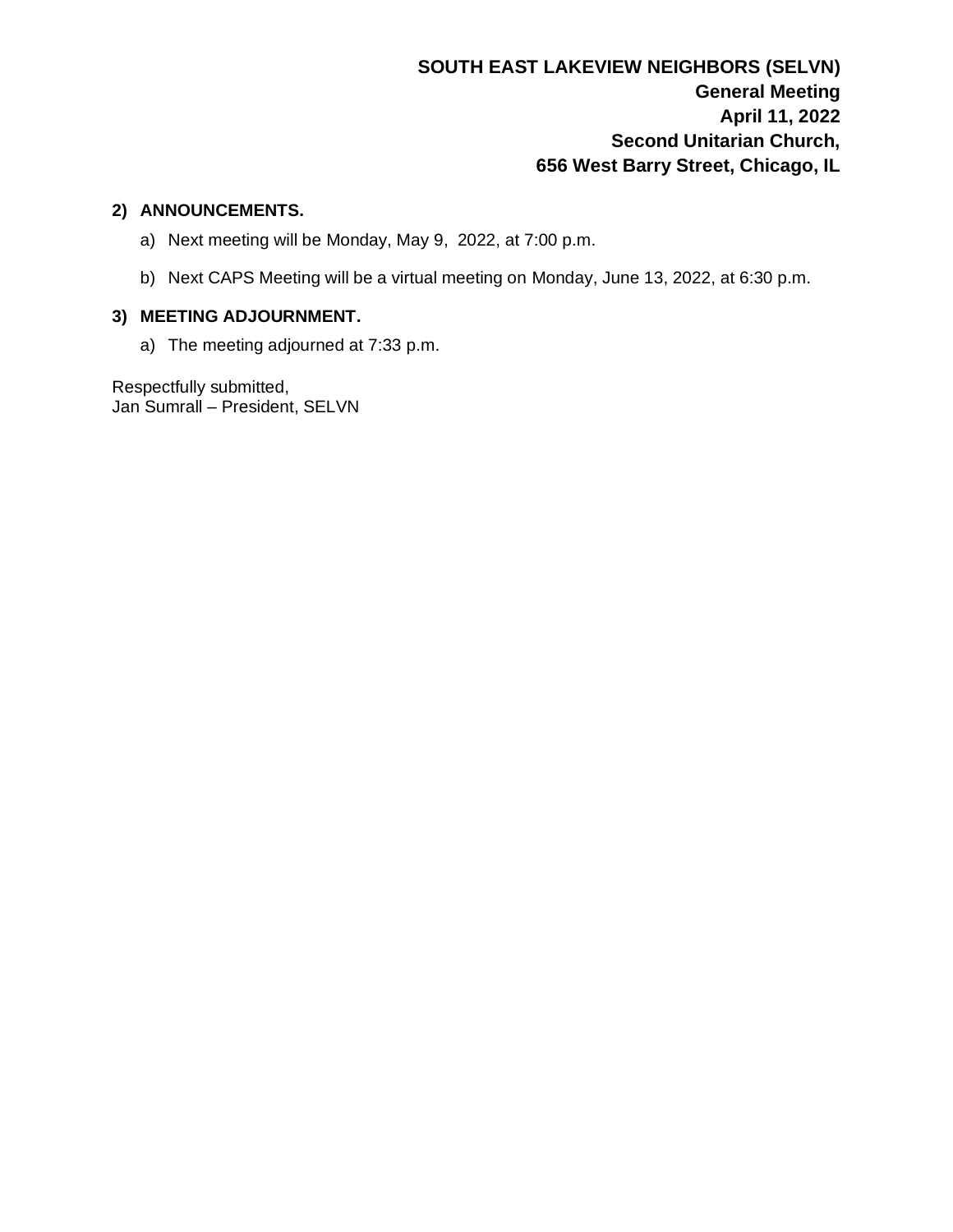**SOUTH EAST LAKEVIEW NEIGHBORS (SELVN)**
**General Meeting**
**April 11, 2022**
**Second Unitarian Church,**
**656 West Barry Street, Chicago, IL**

## 2) ANNOUNCEMENTS.

a) Next meeting will be Monday, May 9, 2022, at 7:00 p.m.

b) Next CAPS Meeting will be a virtual meeting on Monday, June 13, 2022, at 6:30 p.m.

## 3) MEETING ADJOURNMENT.

a) The meeting adjourned at 7:33 p.m.

Respectfully submitted,
Jan Sumrall – President, SELVN